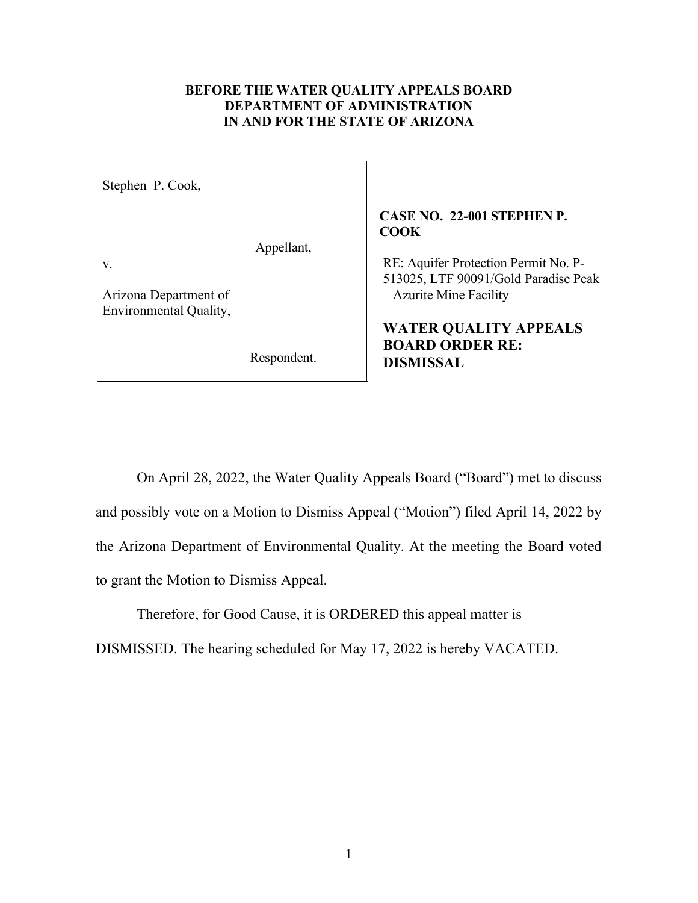**BEFORE THE WATER QUALITY APPEALS BOARD**
**DEPARTMENT OF ADMINISTRATION**
**IN AND FOR THE STATE OF ARIZONA**

| | |
|---|---|
| Stephen P. Cook,<br><br>Appellant,<br><br>v.<br><br>Arizona Department of Environmental Quality,<br><br>Respondent. | **CASE NO. 22-001 STEPHEN P. COOK**<br><br>RE: Aquifer Protection Permit No. P-513025, LTF 90091/Gold Paradise Peak – Azurite Mine Facility<br><br>**WATER QUALITY APPEALS BOARD ORDER RE: DISMISSAL** |

On April 28, 2022, the Water Quality Appeals Board ("Board") met to discuss and possibly vote on a Motion to Dismiss Appeal ("Motion") filed April 14, 2022 by the Arizona Department of Environmental Quality. At the meeting the Board voted to grant the Motion to Dismiss Appeal.

Therefore, for Good Cause, it is ORDERED this appeal matter is DISMISSED. The hearing scheduled for May 17, 2022 is hereby VACATED.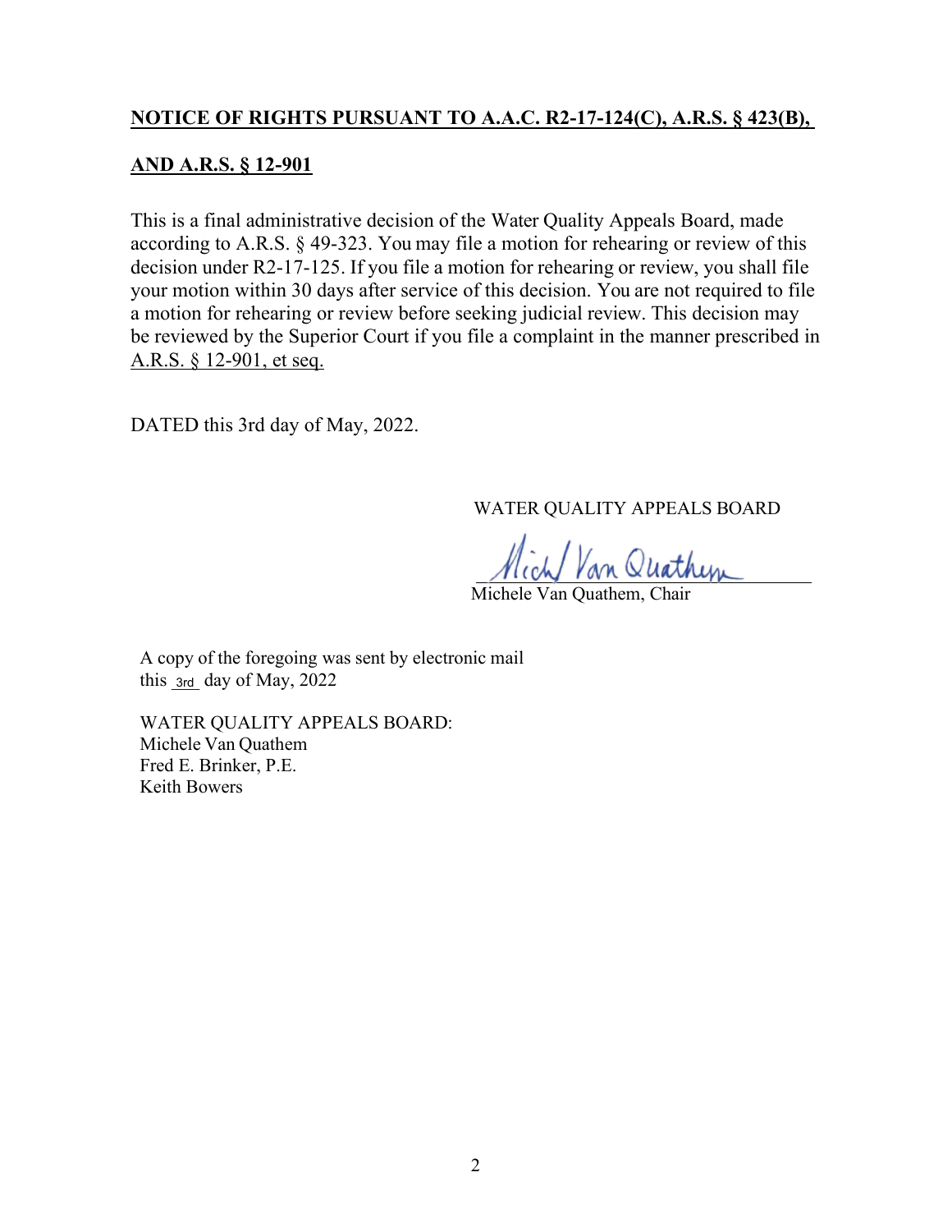## **NOTICE OF RIGHTS PURSUANT TO A.A.C. R2-17-124(C), A.R.S. § 423(B), AND A.R.S. § 12-901**

This is a final administrative decision of the Water Quality Appeals Board, made according to A.R.S. § 49-323. You may file a motion for rehearing or review of this decision under R2-17-125. If you file a motion for rehearing or review, you shall file your motion within 30 days after service of this decision. You are not required to file a motion for rehearing or review before seeking judicial review. This decision may be reviewed by the Superior Court if you file a complaint in the manner prescribed in A.R.S. § 12-901, et seq.

DATED this 3rd day of May, 2022.

WATER QUALITY APPEALS BOARD

Michele Van Quathem, Chair

A copy of the foregoing was sent by electronic mail this 3rd day of May, 2022

WATER QUALITY APPEALS BOARD:
Michele Van Quathem
Fred E. Brinker, P.E.
Keith Bowers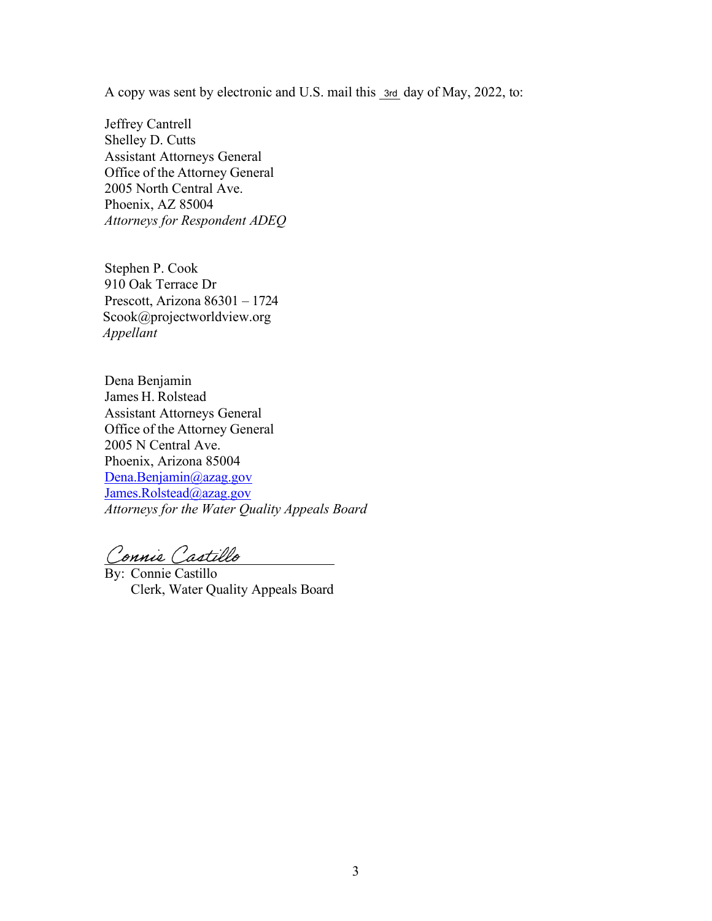A copy was sent by electronic and U.S. mail this 3rd day of May, 2022, to:

Jeffrey Cantrell  
Shelley D. Cutts  
Assistant Attorneys General  
Office of the Attorney General  
2005 North Central Ave.  
Phoenix, AZ 85004  
*Attorneys for Respondent ADEQ*

Stephen P. Cook  
910 Oak Terrace Dr  
Prescott, Arizona 86301 – 1724  
Scook@projectworldview.org  
*Appellant*

Dena Benjamin  
James H. Rolstead  
Assistant Attorneys General  
Office of the Attorney General  
2005 N Central Ave.  
Phoenix, Arizona 85004  
Dena.Benjamin@azag.gov  
James.Rolstead@azag.gov  
*Attorneys for the Water Quality Appeals Board*

Connie Castillo  
By: Connie Castillo  
Clerk, Water Quality Appeals Board